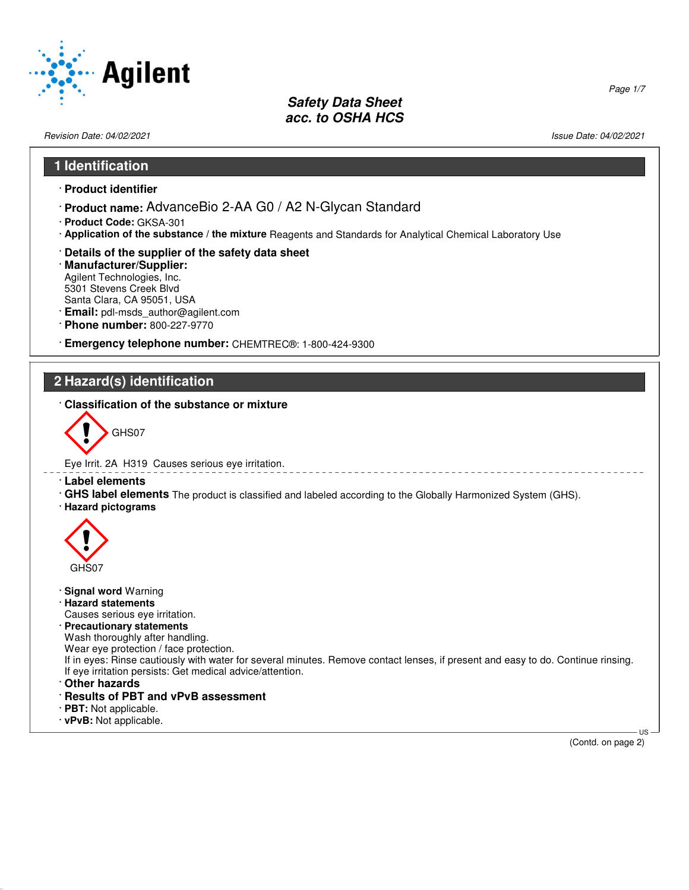# Safety Data Sheet
## acc. to OSHA HCS

*Revision Date: 04/02/2021* *Issue Date: 04/02/2021*

## 1 Identification

· **Product identifier**

· **Product name:** AdvanceBio 2-AA G0 / A2 N-Glycan Standard

· **Product Code:** GKSA-301

· **Application of the substance / the mixture** Reagents and Standards for Analytical Chemical Laboratory Use

· **Details of the supplier of the safety data sheet**

· **Manufacturer/Supplier:**
Agilent Technologies, Inc.
5301 Stevens Creek Blvd
Santa Clara, CA 95051, USA

· **Email:** pdl-msds_author@agilent.com

· **Phone number:** 800-227-9770

· **Emergency telephone number:** CHEMTREC®: 1-800-424-9300

## 2 Hazard(s) identification

· **Classification of the substance or mixture**

GHS07

Eye Irrit. 2A H319 Causes serious eye irritation.

· **Label elements**

· **GHS label elements** The product is classified and labeled according to the Globally Harmonized System (GHS).

· **Hazard pictograms**

GHS07

· **Signal word** Warning

· **Hazard statements**
Causes serious eye irritation.

· **Precautionary statements**
Wash thoroughly after handling.
Wear eye protection / face protection.
If in eyes: Rinse cautiously with water for several minutes. Remove contact lenses, if present and easy to do. Continue rinsing.
If eye irritation persists: Get medical advice/attention.

· **Other hazards**

· **Results of PBT and vPvB assessment**

· **PBT:** Not applicable.

· **vPvB:** Not applicable.

(Contd. on page 2)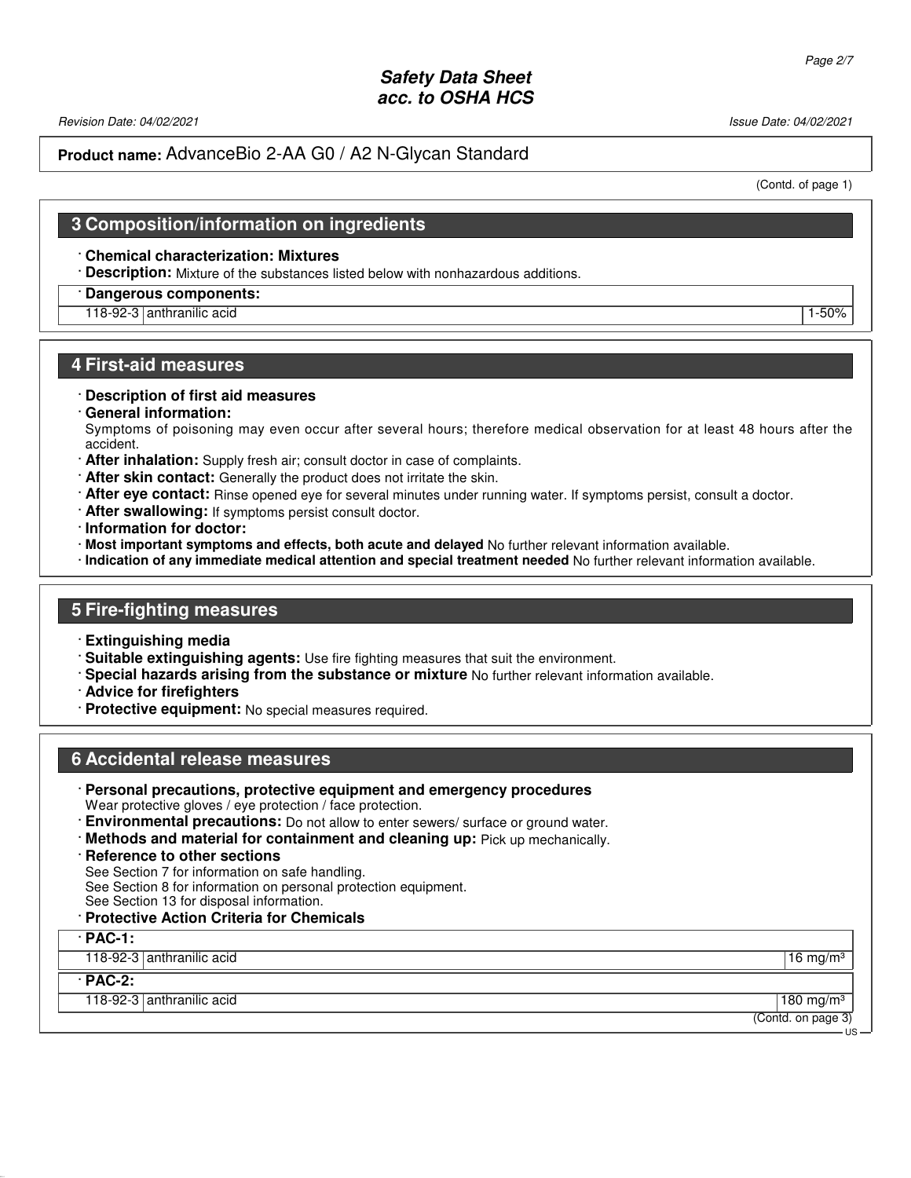# Safety Data Sheet
# acc. to OSHA HCS

Revision Date: 04/02/2021

Issue Date: 04/02/2021

**Product name:** AdvanceBio 2-AA G0 / A2 N-Glycan Standard

(Contd. of page 1)

## 3 Composition/information on ingredients

· **Chemical characterization: Mixtures**

· **Description:** Mixture of the substances listed below with nonhazardous additions.

· **Dangerous components:**

| | | |
|---|---|---|
| 118-92-3 | anthranilic acid | 1-50% |

## 4 First-aid measures

· **Description of first aid measures**

· **General information:**

Symptoms of poisoning may even occur after several hours; therefore medical observation for at least 48 hours after the accident.

· **After inhalation:** Supply fresh air; consult doctor in case of complaints.

· **After skin contact:** Generally the product does not irritate the skin.

· **After eye contact:** Rinse opened eye for several minutes under running water. If symptoms persist, consult a doctor.

· **After swallowing:** If symptoms persist consult doctor.

· **Information for doctor:**

· **Most important symptoms and effects, both acute and delayed** No further relevant information available.

· **Indication of any immediate medical attention and special treatment needed** No further relevant information available.

## 5 Fire-fighting measures

· **Extinguishing media**

· **Suitable extinguishing agents:** Use fire fighting measures that suit the environment.

· **Special hazards arising from the substance or mixture** No further relevant information available.

· **Advice for firefighters**

· **Protective equipment:** No special measures required.

## 6 Accidental release measures

· **Personal precautions, protective equipment and emergency procedures**

Wear protective gloves / eye protection / face protection.

· **Environmental precautions:** Do not allow to enter sewers/ surface or ground water.

· **Methods and material for containment and cleaning up:** Pick up mechanically.

· **Reference to other sections**

See Section 7 for information on safe handling.
See Section 8 for information on personal protection equipment.
See Section 13 for disposal information.

· **Protective Action Criteria for Chemicals**

| · **PAC-1:** | | |
|---|---|---|
| 118-92-3 | anthranilic acid | 16 mg/m³ |

| · **PAC-2:** | | |
|---|---|---|
| 118-92-3 | anthranilic acid | 180 mg/m³ |

(Contd. on page 3)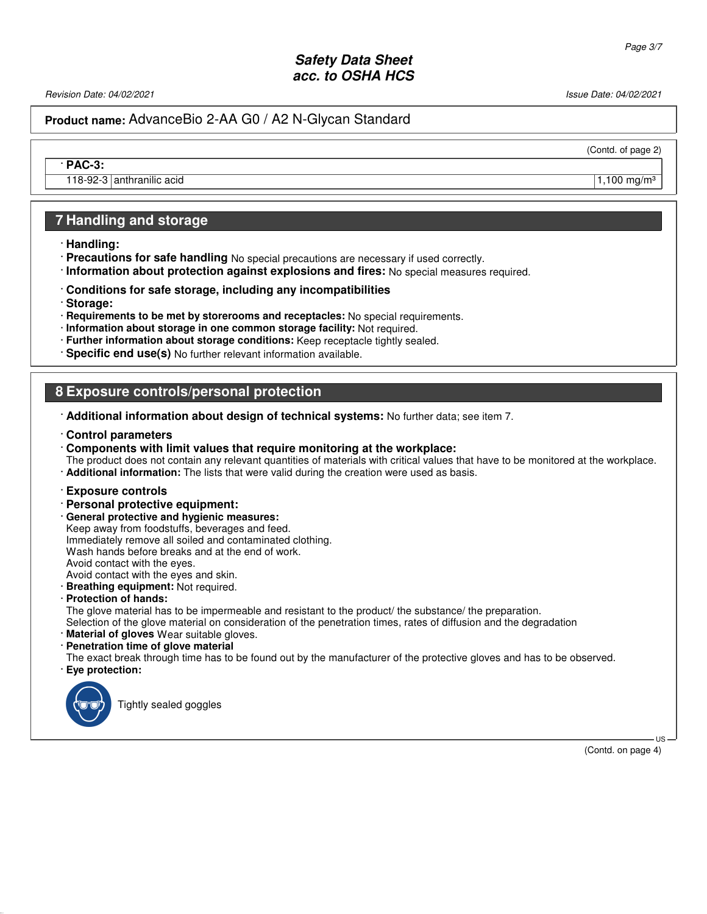(Contd. of page 2)

| · PAC-3: | | |
|---|---|---|
| 118-92-3 | anthranilic acid | 1,100 mg/m³ |

## 7 Handling and storage

· **Handling:**
· **Precautions for safe handling** No special precautions are necessary if used correctly.
· **Information about protection against explosions and fires:** No special measures required.

· **Conditions for safe storage, including any incompatibilities**
· **Storage:**
· **Requirements to be met by storerooms and receptacles:** No special requirements.
· **Information about storage in one common storage facility:** Not required.
· **Further information about storage conditions:** Keep receptacle tightly sealed.
· **Specific end use(s)** No further relevant information available.

## 8 Exposure controls/personal protection

· **Additional information about design of technical systems:** No further data; see item 7.

· **Control parameters**
· **Components with limit values that require monitoring at the workplace:**
The product does not contain any relevant quantities of materials with critical values that have to be monitored at the workplace.
· **Additional information:** The lists that were valid during the creation were used as basis.

· **Exposure controls**
· **Personal protective equipment:**
· **General protective and hygienic measures:**
Keep away from foodstuffs, beverages and feed.
Immediately remove all soiled and contaminated clothing.
Wash hands before breaks and at the end of work.
Avoid contact with the eyes.
Avoid contact with the eyes and skin.
· **Breathing equipment:** Not required.
· **Protection of hands:**
The glove material has to be impermeable and resistant to the product/ the substance/ the preparation.
Selection of the glove material on consideration of the penetration times, rates of diffusion and the degradation
· **Material of gloves** Wear suitable gloves.
· **Penetration time of glove material**
The exact break through time has to be found out by the manufacturer of the protective gloves and has to be observed.
· **Eye protection:**

Tightly sealed goggles

(Contd. on page 4)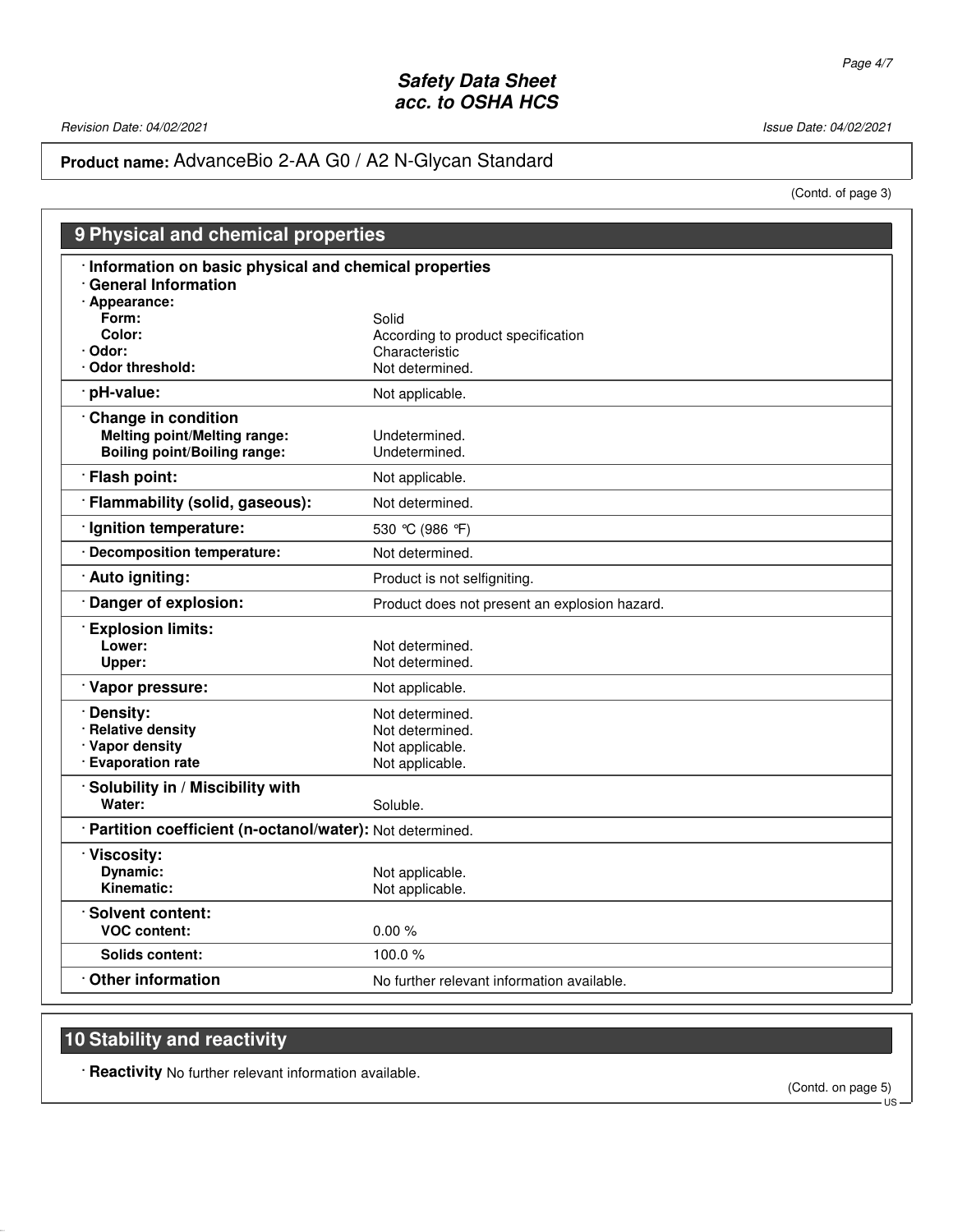**Product name:** AdvanceBio 2-AA G0 / A2 N-Glycan Standard

(Contd. of page 3)

## 9 Physical and chemical properties

| Property | Value |
|---|---|
| **· Information on basic physical and chemical properties** | |
| **· General Information** | |
| **· Appearance:** | |
| **Form:** | Solid |
| **Color:** | According to product specification |
| **· Odor:** | Characteristic |
| **· Odor threshold:** | Not determined. |
| **· pH-value:** | Not applicable. |
| **· Change in condition** | |
| **Melting point/Melting range:** | Undetermined. |
| **Boiling point/Boiling range:** | Undetermined. |
| **· Flash point:** | Not applicable. |
| **· Flammability (solid, gaseous):** | Not determined. |
| **· Ignition temperature:** | 530 °C (986 °F) |
| **· Decomposition temperature:** | Not determined. |
| **· Auto igniting:** | Product is not selfigniting. |
| **· Danger of explosion:** | Product does not present an explosion hazard. |
| **· Explosion limits:** | |
| **Lower:** | Not determined. |
| **Upper:** | Not determined. |
| **· Vapor pressure:** | Not applicable. |
| **· Density:** | Not determined. |
| **· Relative density** | Not determined. |
| **· Vapor density** | Not applicable. |
| **· Evaporation rate** | Not applicable. |
| **· Solubility in / Miscibility with** | |
| **Water:** | Soluble. |
| **· Partition coefficient (n-octanol/water):** | Not determined. |
| **· Viscosity:** | |
| **Dynamic:** | Not applicable. |
| **Kinematic:** | Not applicable. |
| **· Solvent content:** | |
| **VOC content:** | 0.00 % |
| **Solids content:** | 100.0 % |
| **· Other information** | No further relevant information available. |

## 10 Stability and reactivity

**· Reactivity** No further relevant information available.

(Contd. on page 5)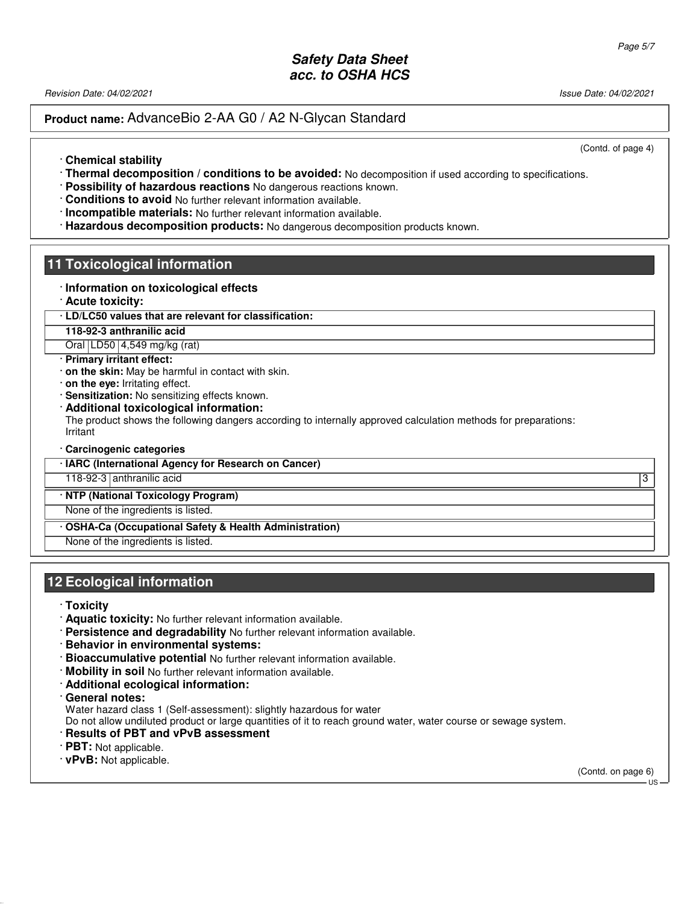(Contd. of page 4)

· **Chemical stability**
· **Thermal decomposition / conditions to be avoided:** No decomposition if used according to specifications.
· **Possibility of hazardous reactions** No dangerous reactions known.
· **Conditions to avoid** No further relevant information available.
· **Incompatible materials:** No further relevant information available.
· **Hazardous decomposition products:** No dangerous decomposition products known.

## 11 Toxicological information

· **Information on toxicological effects**
· **Acute toxicity:**

| · LD/LC50 values that are relevant for classification: | | |
|---|---|---|
| **118-92-3 anthranilic acid** | | |
| Oral | LD50 | 4,549 mg/kg (rat) |

· **Primary irritant effect:**
· **on the skin:** May be harmful in contact with skin.
· **on the eye:** Irritating effect.
· **Sensitization:** No sensitizing effects known.
· **Additional toxicological information:**
The product shows the following dangers according to internally approved calculation methods for preparations:
Irritant

· **Carcinogenic categories**

| · IARC (International Agency for Research on Cancer) | | |
|---|---|---|
| 118-92-3 | anthranilic acid | 3 |

| · NTP (National Toxicology Program) |
|---|
| None of the ingredients is listed. |

| · OSHA-Ca (Occupational Safety & Health Administration) |
|---|
| None of the ingredients is listed. |

## 12 Ecological information

· **Toxicity**
· **Aquatic toxicity:** No further relevant information available.
· **Persistence and degradability** No further relevant information available.
· **Behavior in environmental systems:**
· **Bioaccumulative potential** No further relevant information available.
· **Mobility in soil** No further relevant information available.
· **Additional ecological information:**
· **General notes:**
Water hazard class 1 (Self-assessment): slightly hazardous for water
Do not allow undiluted product or large quantities of it to reach ground water, water course or sewage system.
· **Results of PBT and vPvB assessment**
· **PBT:** Not applicable.
· **vPvB:** Not applicable.

(Contd. on page 6)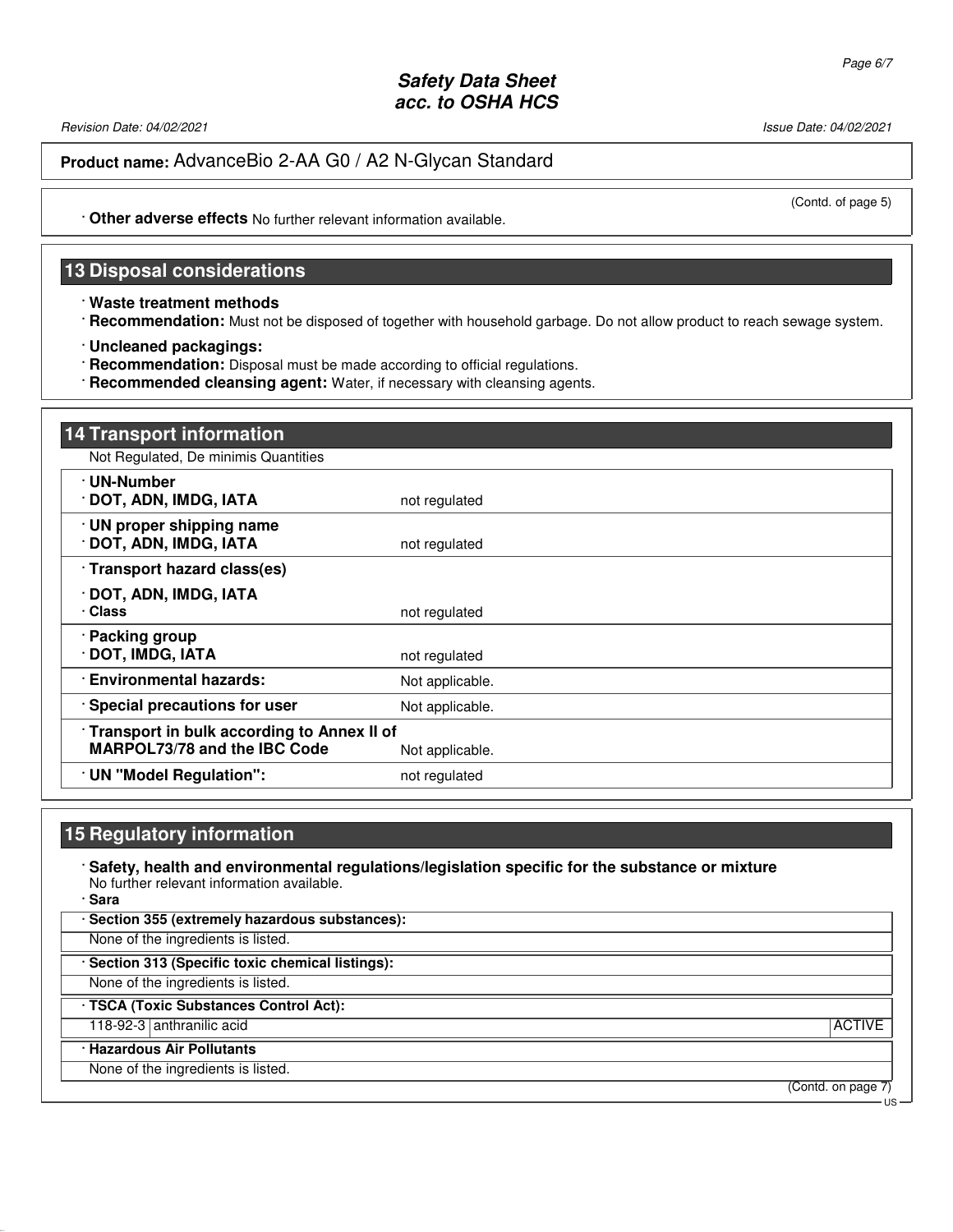· **Other adverse effects** No further relevant information available.

## 13 Disposal considerations

· **Waste treatment methods**
· **Recommendation:** Must not be disposed of together with household garbage. Do not allow product to reach sewage system.

· **Uncleaned packagings:**
· **Recommendation:** Disposal must be made according to official regulations.
· **Recommended cleansing agent:** Water, if necessary with cleansing agents.

## 14 Transport information

Not Regulated, De minimis Quantities

| | |
|---|---|
| · **UN-Number**<br>· **DOT, ADN, IMDG, IATA** | not regulated |
| · **UN proper shipping name**<br>· **DOT, ADN, IMDG, IATA** | not regulated |
| · **Transport hazard class(es)** | |
| · **DOT, ADN, IMDG, IATA**<br>· **Class** | not regulated |
| · **Packing group**<br>· **DOT, IMDG, IATA** | not regulated |
| · **Environmental hazards:** | Not applicable. |
| · **Special precautions for user** | Not applicable. |
| · **Transport in bulk according to Annex II of MARPOL73/78 and the IBC Code** | Not applicable. |
| · **UN "Model Regulation":** | not regulated |

## 15 Regulatory information

· **Safety, health and environmental regulations/legislation specific for the substance or mixture**
No further relevant information available.
· **Sara**

· **Section 355 (extremely hazardous substances):**
None of the ingredients is listed.

· **Section 313 (Specific toxic chemical listings):**
None of the ingredients is listed.

· **TSCA (Toxic Substances Control Act):**

| | | |
|---|---|---|
| 118-92-3 | anthranilic acid | ACTIVE |

· **Hazardous Air Pollutants**
None of the ingredients is listed.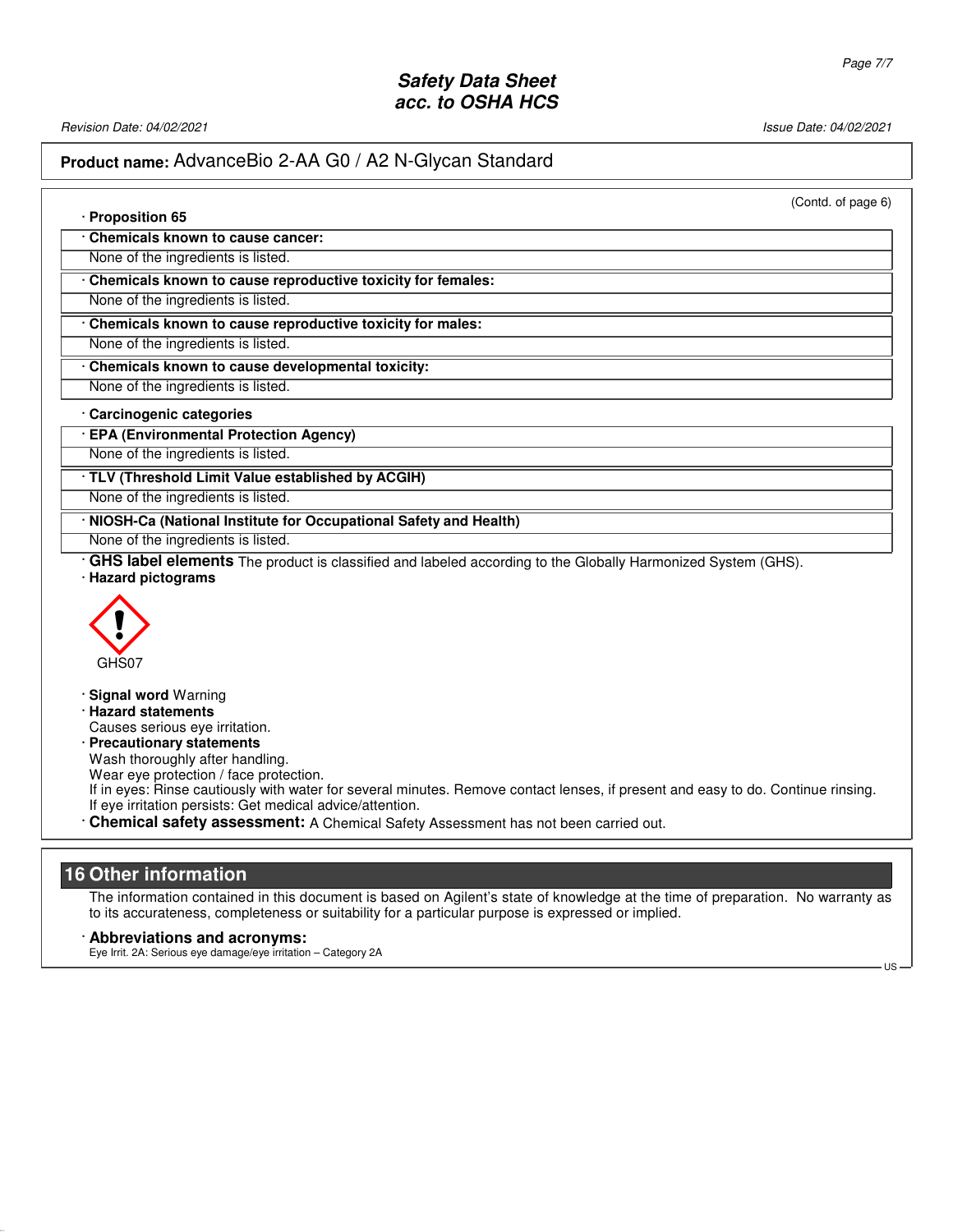(Contd. of page 6)

· **Proposition 65**

· **Chemicals known to cause cancer:**

None of the ingredients is listed.

· **Chemicals known to cause reproductive toxicity for females:**

None of the ingredients is listed.

· **Chemicals known to cause reproductive toxicity for males:**

None of the ingredients is listed.

· **Chemicals known to cause developmental toxicity:**

None of the ingredients is listed.

· **Carcinogenic categories**

· **EPA (Environmental Protection Agency)**

None of the ingredients is listed.

· **TLV (Threshold Limit Value established by ACGIH)**

None of the ingredients is listed.

· **NIOSH-Ca (National Institute for Occupational Safety and Health)**

None of the ingredients is listed.

· **GHS label elements** The product is classified and labeled according to the Globally Harmonized System (GHS).

· **Hazard pictograms**

GHS07

· **Signal word** Warning

· **Hazard statements**

Causes serious eye irritation.

· **Precautionary statements**

Wash thoroughly after handling.
Wear eye protection / face protection.
If in eyes: Rinse cautiously with water for several minutes. Remove contact lenses, if present and easy to do. Continue rinsing.
If eye irritation persists: Get medical advice/attention.

· **Chemical safety assessment:** A Chemical Safety Assessment has not been carried out.

## 16 Other information

The information contained in this document is based on Agilent's state of knowledge at the time of preparation. No warranty as to its accurateness, completeness or suitability for a particular purpose is expressed or implied.

· **Abbreviations and acronyms:**

Eye Irrit. 2A: Serious eye damage/eye irritation – Category 2A